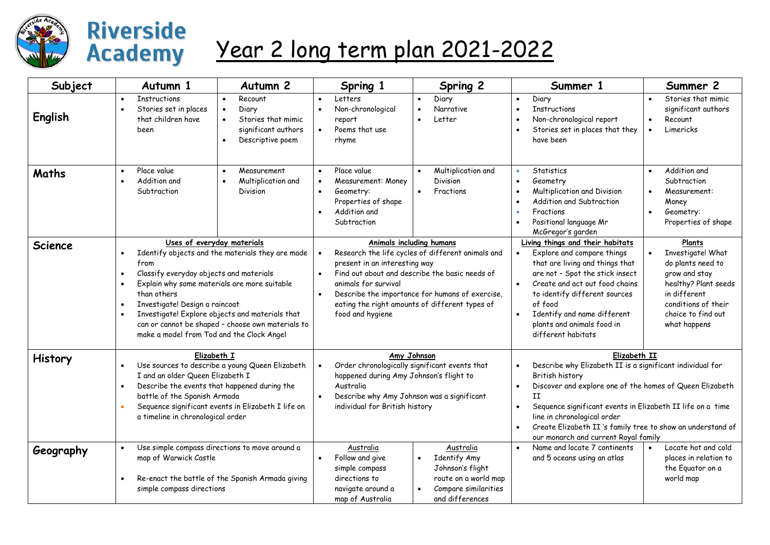# Riverside Academy

# Year 2 long term plan 2021-2022

| Subject | Autumn 1 | Autumn 2 | Spring 1 | Spring 2 | Summer 1 | Summer 2 |
|---|---|---|---|---|---|---|
| **English** | • Instructions<br>• Stories set in places that children have been | • Recount<br>• Diary<br>• Stories that mimic significant authors<br>• Descriptive poem | • Letters<br>• Non-chronological report<br>• Poems that use rhyme | • Diary<br>• Narrative<br>• Letter | • Diary<br>• Instructions<br>• Non-chronological report<br>• Stories set in places that they have been | • Stories that mimic significant authors<br>• Recount<br>• Limericks |
| **Maths** | • Place value<br>• Addition and Subtraction | • Measurement<br>• Multiplication and Division | • Place value<br>• Measurement: Money<br>• Geometry: Properties of shape<br>• Addition and Subtraction | • Multiplication and Division<br>• Fractions | • Statistics<br>• Geometry<br>• Multiplication and Division<br>• Addition and Subtraction<br>• Fractions<br>• Positional language Mr McGregor's garden | • Addition and Subtraction<br>• Measurement: Money<br>• Geometry: Properties of shape |
| **Science** | **Uses of everyday materials**<br>• Identify objects and the materials they are made from<br>• Classify everyday objects and materials<br>• Explain why some materials are more suitable than others<br>• Investigate! Design a raincoat<br>• Investigate! Explore objects and materials that can or cannot be shaped - choose own materials to make a model from Tod and the Clock Angel | | **Animals including humans**<br>• Research the life cycles of different animals and present in an interesting way<br>• Find out about and describe the basic needs of animals for survival<br>• Describe the importance for humans of exercise, eating the right amounts of different types of food and hygiene | | **Living things and their habitats**<br>• Explore and compare things that are living and things that are not - Spot the stick insect<br>• Create and act out food chains to identify different sources of food<br>• Identify and name different plants and animals food in different habitats | **Plants**<br>• Investigate! What do plants need to grow and stay healthy? Plant seeds in different conditions of their choice to find out what happens |
| **History** | **Elizabeth I**<br>• Use sources to describe a young Queen Elizabeth I and an older Queen Elizabeth I<br>• Describe the events that happened during the battle of the Spanish Armada<br>• Sequence significant events in Elizabeth I life on a timeline in chronological order | | **Amy Johnson**<br>• Order chronologically significant events that happened during Amy Johnson's flight to Australia<br>• Describe why Amy Johnson was a significant individual for British history | | **Elizabeth II**<br>• Describe why Elizabeth II is a significant individual for British history<br>• Discover and explore one of the homes of Queen Elizabeth II<br>• Sequence significant events in Elizabeth II life on a time line in chronological order<br>• Create Elizabeth II 's family tree to show an understand of our monarch and current Royal family | |
| **Geography** | • Use simple compass directions to move around a map of Warwick Castle<br>• Re-enact the battle of the Spanish Armada giving simple compass directions | | Australia<br>• Follow and give simple compass directions to navigate around a map of Australia | Australia<br>• Identify Amy Johnson's flight route on a world map<br>• Compare similarities and differences | • Name and locate 7 continents and 5 oceans using an atlas | • Locate hot and cold places in relation to the Equator on a world map |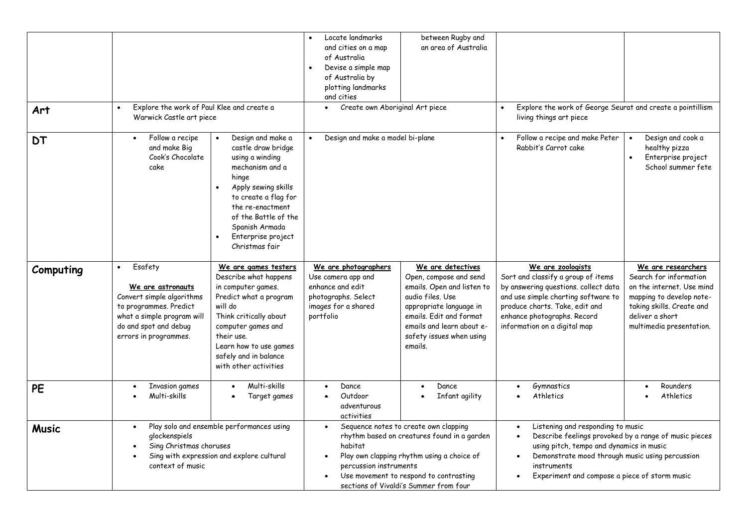| | | | | | | |
|---|---|---|---|---|---|---|
| | | | • Locate landmarks and cities on a map of Australia<br>• Devise a simple map of Australia by plotting landmarks and cities | between Rugby and an area of Australia | | |
| **Art** | • Explore the work of Paul Klee and create a Warwick Castle art piece | | • Create own Aboriginal Art piece | | • Explore the work of George Seurat and create a pointillism living things art piece | |
| **DT** | • Follow a recipe and make Big Cook's Chocolate cake | • Design and make a castle draw bridge using a winding mechanism and a hinge<br>• Apply sewing skills to create a flag for the re-enactment of the Battle of the Spanish Armada<br>• Enterprise project Christmas fair | • Design and make a model bi-plane | | • Follow a recipe and make Peter Rabbit's Carrot cake | • Design and cook a healthy pizza<br>• Enterprise project School summer fete |
| **Computing** | • Esafety<br><br>We are astronauts<br>Convert simple algorithms to programmes. Predict what a simple program will do and spot and debug errors in programmes. | We are games testers<br>Describe what happens in computer games. Predict what a program will do<br>Think critically about computer games and their use.<br>Learn how to use games safely and in balance with other activities | We are photographers<br>Use camera app and enhance and edit photographs. Select images for a shared portfolio | We are detectives<br>Open, compose and send emails. Open and listen to audio files. Use appropriate language in emails. Edit and format emails and learn about e-safety issues when using emails. | We are zoologists<br>Sort and classify a group of items by answering questions. collect data and use simple charting software to produce charts. Take, edit and enhance photographs. Record information on a digital map | We are researchers<br>Search for information on the internet. Use mind mapping to develop note-taking skills. Create and deliver a short multimedia presentation. |
| **PE** | • Invasion games<br>• Multi-skills | • Multi-skills<br>• Target games | • Dance<br>• Outdoor adventurous activities | • Dance<br>• Infant agility | • Gymnastics<br>• Athletics | • Rounders<br>• Athletics |
| **Music** | • Play solo and ensemble performances using glockenspiels<br>• Sing Christmas choruses<br>• Sing with expression and explore cultural context of music | | • Sequence notes to create own clapping rhythm based on creatures found in a garden habitat<br>• Play own clapping rhythm using a choice of percussion instruments<br>• Use movement to respond to contrasting sections of Vivaldi's Summer from four | | • Listening and responding to music<br>• Describe feelings provoked by a range of music pieces using pitch, tempo and dynamics in music<br>• Demonstrate mood through music using percussion instruments<br>• Experiment and compose a piece of storm music | |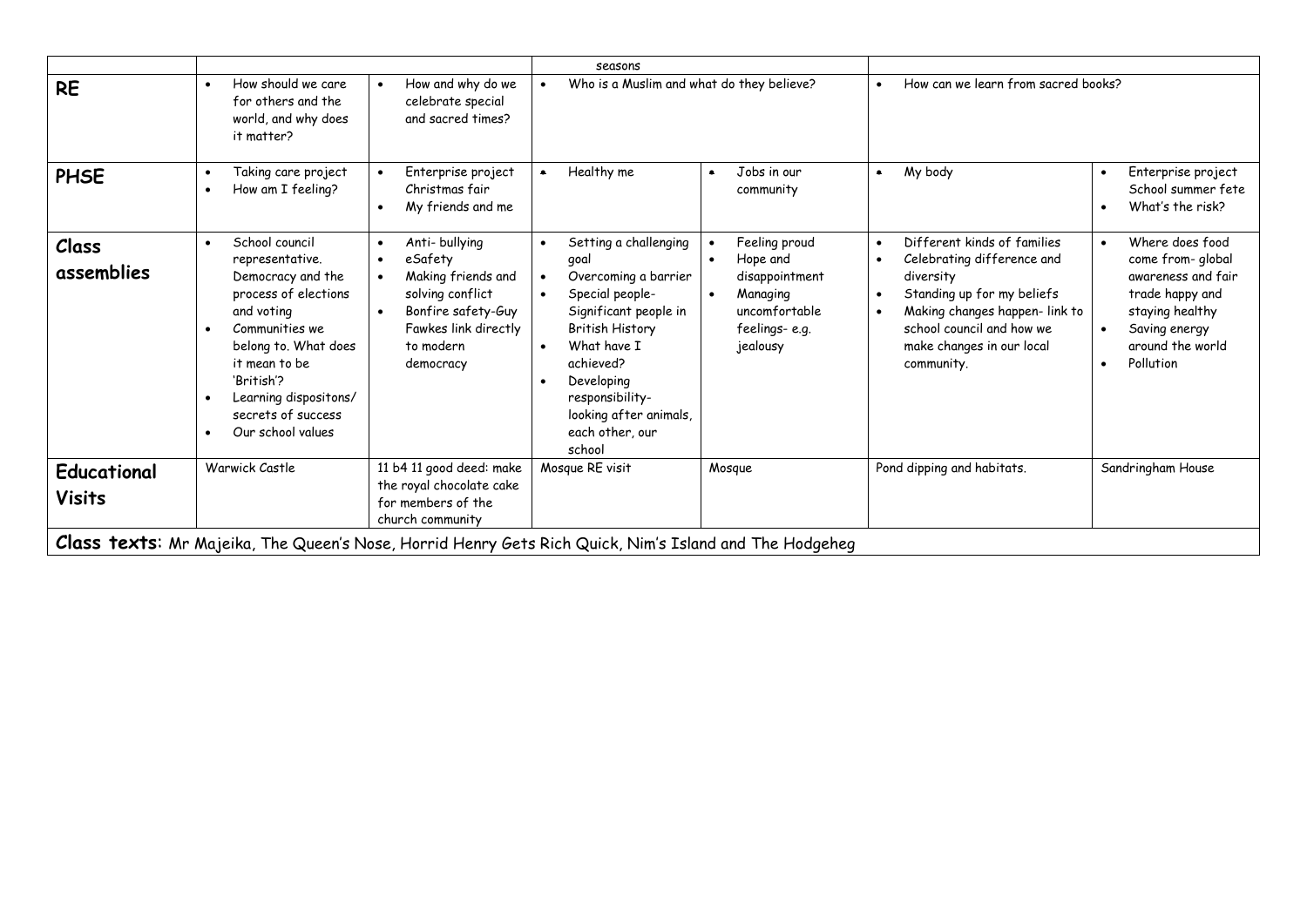| | | | | | | |
|---|---|---|---|---|---|---|
| | | | seasons | | | |
| **RE** | • How should we care for others and the world, and why does it matter? | • How and why do we celebrate special and sacred times? | • Who is a Muslim and what do they believe? | | • How can we learn from sacred books? | |
| **PHSE** | • Taking care project<br>• How am I feeling? | • Enterprise project Christmas fair<br>• My friends and me | • Healthy me | • Jobs in our community | • My body | • Enterprise project School summer fete<br>• What's the risk? |
| **Class assemblies** | • School council representative. Democracy and the process of elections and voting<br>• Communities we belong to. What does it mean to be 'British'?<br>• Learning dispositons/ secrets of success<br>• Our school values | • Anti- bullying<br>• eSafety<br>• Making friends and solving conflict<br>• Bonfire safety-Guy Fawkes link directly to modern democracy | • Setting a challenging goal<br>• Overcoming a barrier<br>• Special people- Significant people in British History<br>• What have I achieved?<br>• Developing responsibility- looking after animals, each other, our school | • Feeling proud<br>• Hope and disappointment<br>• Managing uncomfortable feelings- e.g. jealousy | • Different kinds of families<br>• Celebrating difference and diversity<br>• Standing up for my beliefs<br>• Making changes happen- link to school council and how we make changes in our local community. | • Where does food come from- global awareness and fair trade happy and staying healthy<br>• Saving energy around the world<br>• Pollution |
| **Educational Visits** | Warwick Castle | 11 b4 11 good deed: make the royal chocolate cake for members of the church community | Mosque RE visit | Mosque | Pond dipping and habitats. | Sandringham House |

**Class texts**: Mr Majeika, The Queen's Nose, Horrid Henry Gets Rich Quick, Nim's Island and The Hodgeheg